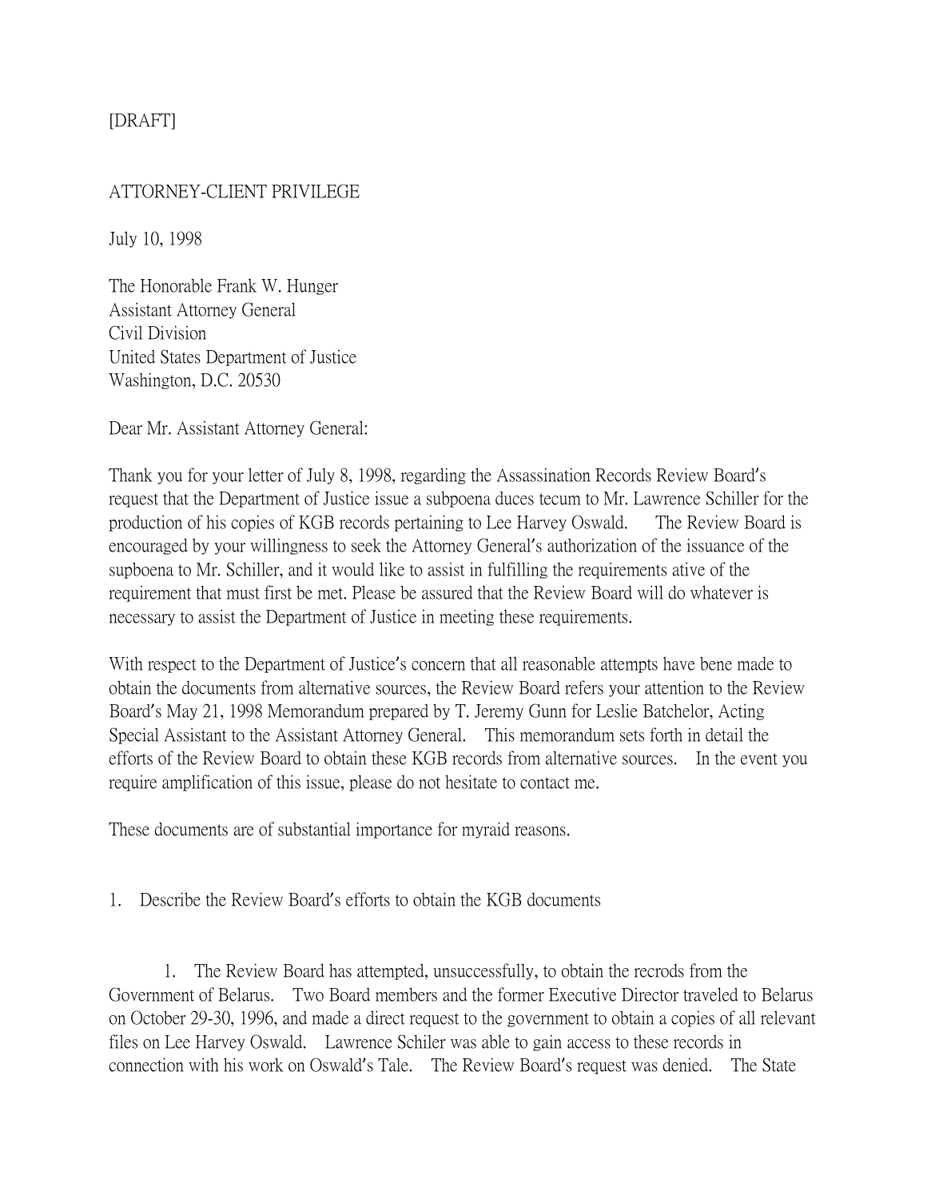[DRAFT]

ATTORNEY-CLIENT PRIVILEGE

July 10, 1998

The Honorable Frank W. Hunger
Assistant Attorney General
Civil Division
United States Department of Justice
Washington, D.C. 20530

Dear Mr. Assistant Attorney General:

Thank you for your letter of July 8, 1998, regarding the Assassination Records Review Board's request that the Department of Justice issue a subpoena duces tecum to Mr. Lawrence Schiller for the production of his copies of KGB records pertaining to Lee Harvey Oswald. The Review Board is encouraged by your willingness to seek the Attorney General's authorization of the issuance of the supboena to Mr. Schiller, and it would like to assist in fulfilling the requirements ative of the requirement that must first be met. Please be assured that the Review Board will do whatever is necessary to assist the Department of Justice in meeting these requirements.

With respect to the Department of Justice's concern that all reasonable attempts have bene made to obtain the documents from alternative sources, the Review Board refers your attention to the Review Board's May 21, 1998 Memorandum prepared by T. Jeremy Gunn for Leslie Batchelor, Acting Special Assistant to the Assistant Attorney General. This memorandum sets forth in detail the efforts of the Review Board to obtain these KGB records from alternative sources. In the event you require amplification of this issue, please do not hesitate to contact me.

These documents are of substantial importance for myraid reasons.

1. Describe the Review Board's efforts to obtain the KGB documents

1. The Review Board has attempted, unsuccessfully, to obtain the recrods from the Government of Belarus. Two Board members and the former Executive Director traveled to Belarus on October 29-30, 1996, and made a direct request to the government to obtain a copies of all relevant files on Lee Harvey Oswald. Lawrence Schiler was able to gain access to these records in connection with his work on Oswald's Tale. The Review Board's request was denied. The State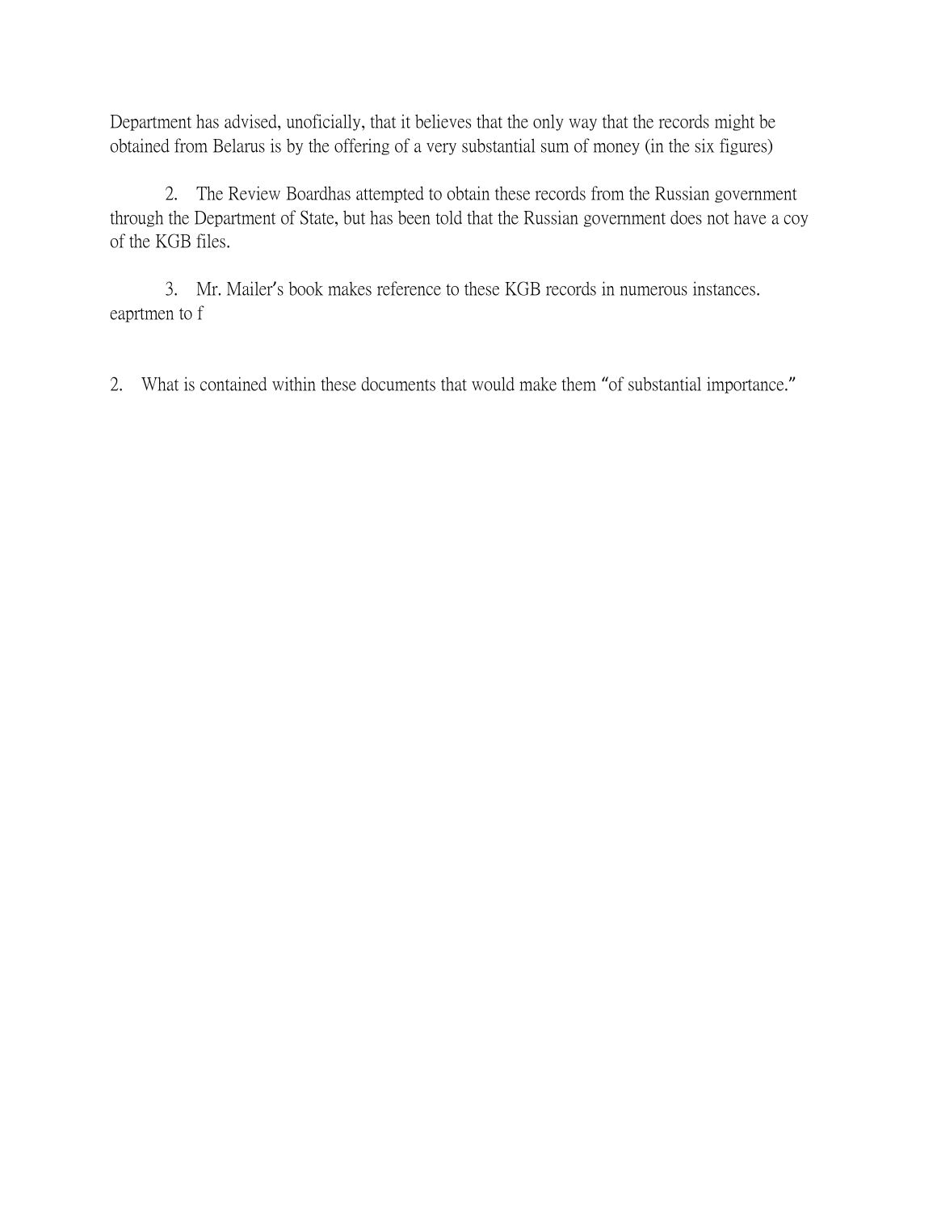Department has advised, unoficially, that it believes that the only way that the records might be obtained from Belarus is by the offering of a very substantial sum of money (in the six figures)

2. The Review Boardhas attempted to obtain these records from the Russian government through the Department of State, but has been told that the Russian government does not have a coy of the KGB files.

3. Mr. Mailer's book makes reference to these KGB records in numerous instances. eaprtmen to f

2. What is contained within these documents that would make them "of substantial importance."